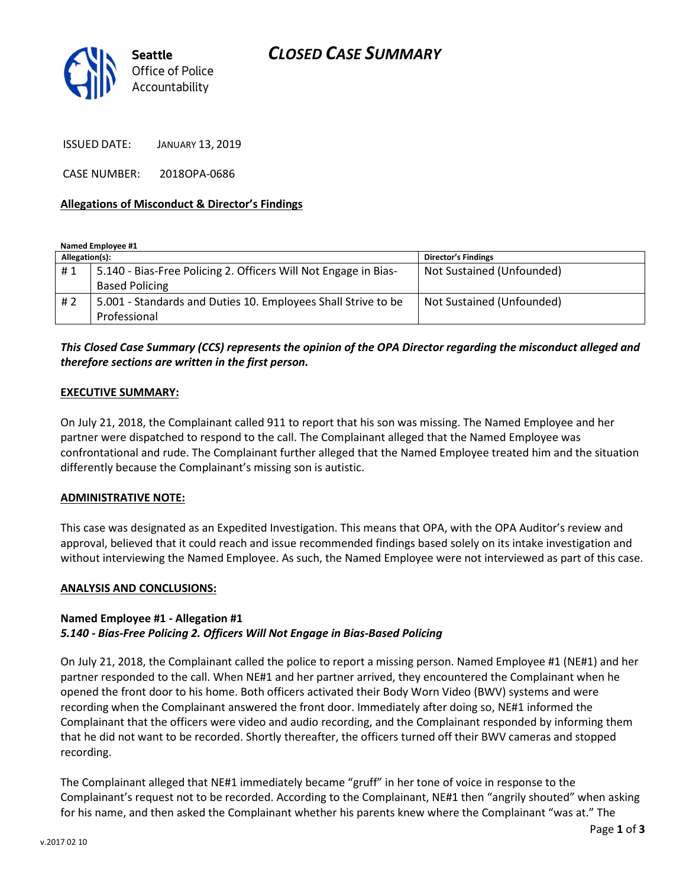Seattle Office of Police Accountability

# CLOSED CASE SUMMARY

ISSUED DATE: JANUARY 13, 2019

CASE NUMBER: 2018OPA-0686

**Allegations of Misconduct & Director's Findings**

**Named Employee #1**

| Allegation(s): | | Director's Findings |
|---|---|---|
| # 1 | 5.140 - Bias-Free Policing 2. Officers Will Not Engage in Bias-Based Policing | Not Sustained (Unfounded) |
| # 2 | 5.001 - Standards and Duties 10. Employees Shall Strive to be Professional | Not Sustained (Unfounded) |

***This Closed Case Summary (CCS) represents the opinion of the OPA Director regarding the misconduct alleged and therefore sections are written in the first person.***

**EXECUTIVE SUMMARY:**

On July 21, 2018, the Complainant called 911 to report that his son was missing. The Named Employee and her partner were dispatched to respond to the call. The Complainant alleged that the Named Employee was confrontational and rude. The Complainant further alleged that the Named Employee treated him and the situation differently because the Complainant's missing son is autistic.

**ADMINISTRATIVE NOTE:**

This case was designated as an Expedited Investigation. This means that OPA, with the OPA Auditor's review and approval, believed that it could reach and issue recommended findings based solely on its intake investigation and without interviewing the Named Employee. As such, the Named Employee were not interviewed as part of this case.

**ANALYSIS AND CONCLUSIONS:**

**Named Employee #1 - Allegation #1**
***5.140 - Bias-Free Policing 2. Officers Will Not Engage in Bias-Based Policing***

On July 21, 2018, the Complainant called the police to report a missing person. Named Employee #1 (NE#1) and her partner responded to the call. When NE#1 and her partner arrived, they encountered the Complainant when he opened the front door to his home. Both officers activated their Body Worn Video (BWV) systems and were recording when the Complainant answered the front door. Immediately after doing so, NE#1 informed the Complainant that the officers were video and audio recording, and the Complainant responded by informing them that he did not want to be recorded. Shortly thereafter, the officers turned off their BWV cameras and stopped recording.

The Complainant alleged that NE#1 immediately became "gruff" in her tone of voice in response to the Complainant's request not to be recorded. According to the Complainant, NE#1 then "angrily shouted" when asking for his name, and then asked the Complainant whether his parents knew where the Complainant "was at." The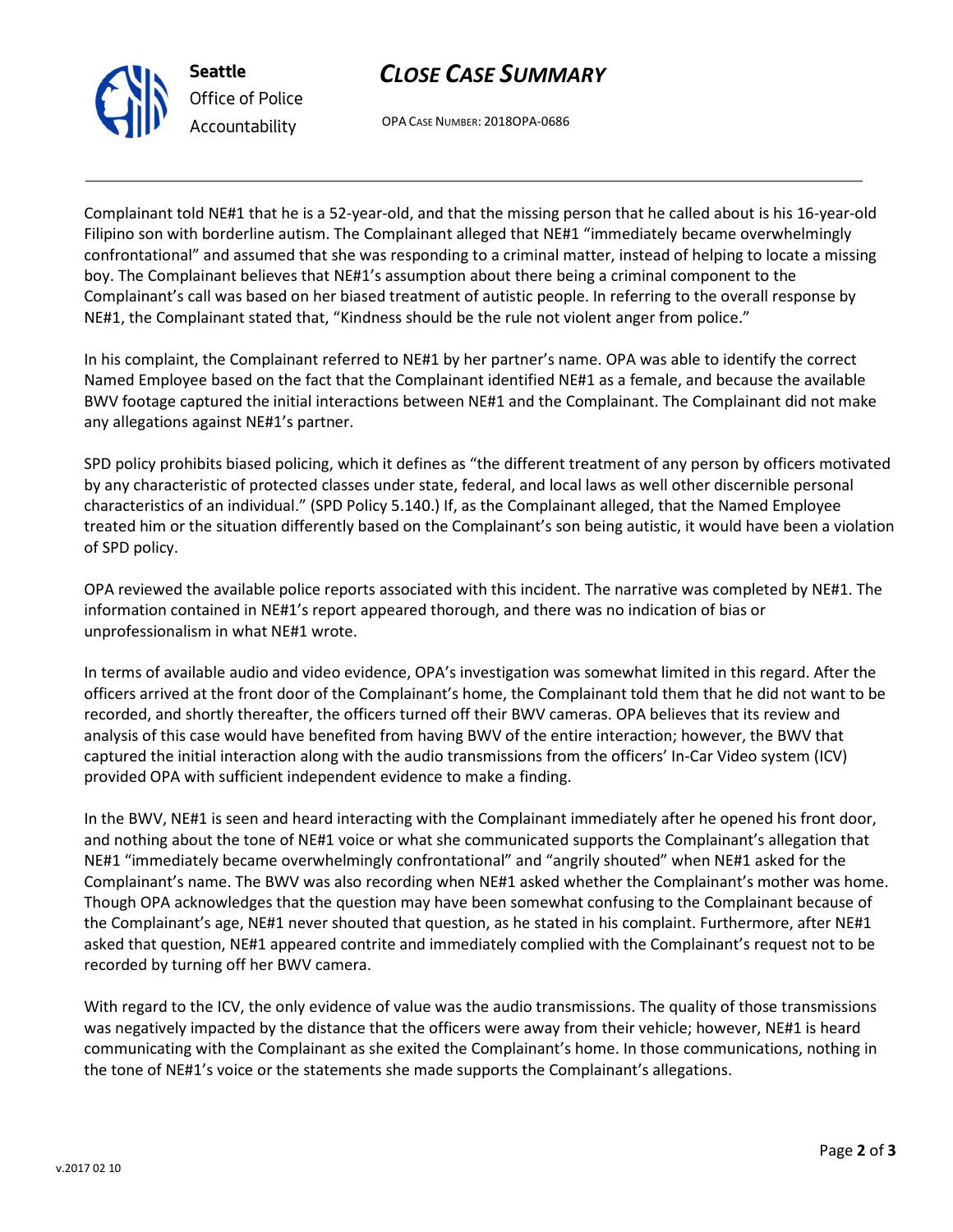Complainant told NE#1 that he is a 52-year-old, and that the missing person that he called about is his 16-year-old Filipino son with borderline autism. The Complainant alleged that NE#1 "immediately became overwhelmingly confrontational" and assumed that she was responding to a criminal matter, instead of helping to locate a missing boy. The Complainant believes that NE#1's assumption about there being a criminal component to the Complainant's call was based on her biased treatment of autistic people. In referring to the overall response by NE#1, the Complainant stated that, "Kindness should be the rule not violent anger from police."

In his complaint, the Complainant referred to NE#1 by her partner's name. OPA was able to identify the correct Named Employee based on the fact that the Complainant identified NE#1 as a female, and because the available BWV footage captured the initial interactions between NE#1 and the Complainant. The Complainant did not make any allegations against NE#1's partner.

SPD policy prohibits biased policing, which it defines as "the different treatment of any person by officers motivated by any characteristic of protected classes under state, federal, and local laws as well other discernible personal characteristics of an individual." (SPD Policy 5.140.) If, as the Complainant alleged, that the Named Employee treated him or the situation differently based on the Complainant's son being autistic, it would have been a violation of SPD policy.

OPA reviewed the available police reports associated with this incident. The narrative was completed by NE#1. The information contained in NE#1's report appeared thorough, and there was no indication of bias or unprofessionalism in what NE#1 wrote.

In terms of available audio and video evidence, OPA's investigation was somewhat limited in this regard. After the officers arrived at the front door of the Complainant's home, the Complainant told them that he did not want to be recorded, and shortly thereafter, the officers turned off their BWV cameras. OPA believes that its review and analysis of this case would have benefited from having BWV of the entire interaction; however, the BWV that captured the initial interaction along with the audio transmissions from the officers' In-Car Video system (ICV) provided OPA with sufficient independent evidence to make a finding.

In the BWV, NE#1 is seen and heard interacting with the Complainant immediately after he opened his front door, and nothing about the tone of NE#1 voice or what she communicated supports the Complainant's allegation that NE#1 "immediately became overwhelmingly confrontational" and "angrily shouted" when NE#1 asked for the Complainant's name. The BWV was also recording when NE#1 asked whether the Complainant's mother was home. Though OPA acknowledges that the question may have been somewhat confusing to the Complainant because of the Complainant's age, NE#1 never shouted that question, as he stated in his complaint. Furthermore, after NE#1 asked that question, NE#1 appeared contrite and immediately complied with the Complainant's request not to be recorded by turning off her BWV camera.

With regard to the ICV, the only evidence of value was the audio transmissions. The quality of those transmissions was negatively impacted by the distance that the officers were away from their vehicle; however, NE#1 is heard communicating with the Complainant as she exited the Complainant's home. In those communications, nothing in the tone of NE#1's voice or the statements she made supports the Complainant's allegations.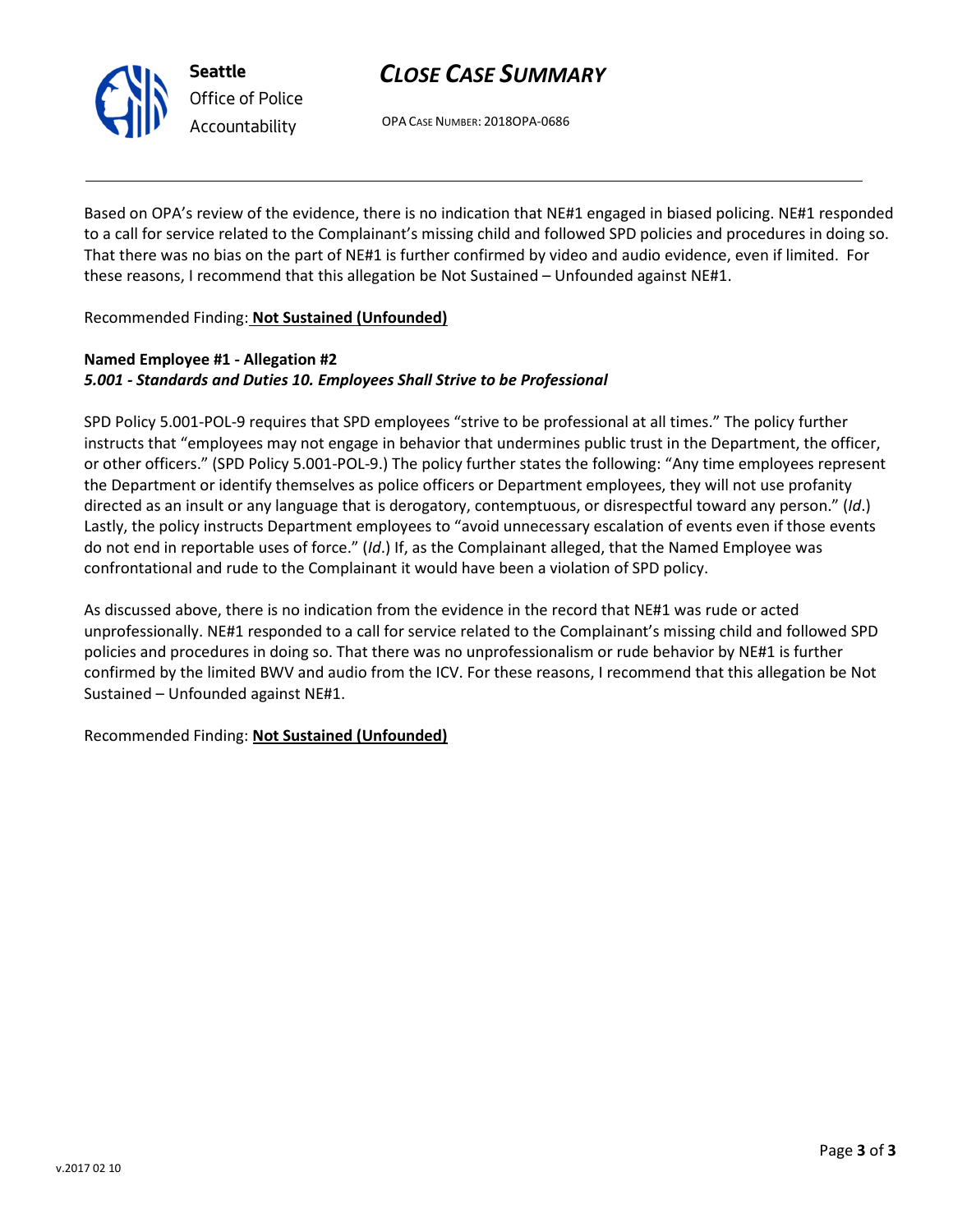Based on OPA's review of the evidence, there is no indication that NE#1 engaged in biased policing. NE#1 responded to a call for service related to the Complainant's missing child and followed SPD policies and procedures in doing so. That there was no bias on the part of NE#1 is further confirmed by video and audio evidence, even if limited. For these reasons, I recommend that this allegation be Not Sustained – Unfounded against NE#1.

Recommended Finding: **Not Sustained (Unfounded)**

**Named Employee #1 - Allegation #2**
***5.001 - Standards and Duties 10. Employees Shall Strive to be Professional***

SPD Policy 5.001-POL-9 requires that SPD employees "strive to be professional at all times." The policy further instructs that "employees may not engage in behavior that undermines public trust in the Department, the officer, or other officers." (SPD Policy 5.001-POL-9.) The policy further states the following: "Any time employees represent the Department or identify themselves as police officers or Department employees, they will not use profanity directed as an insult or any language that is derogatory, contemptuous, or disrespectful toward any person." (*Id*.) Lastly, the policy instructs Department employees to "avoid unnecessary escalation of events even if those events do not end in reportable uses of force." (*Id*.) If, as the Complainant alleged, that the Named Employee was confrontational and rude to the Complainant it would have been a violation of SPD policy.

As discussed above, there is no indication from the evidence in the record that NE#1 was rude or acted unprofessionally. NE#1 responded to a call for service related to the Complainant's missing child and followed SPD policies and procedures in doing so. That there was no unprofessionalism or rude behavior by NE#1 is further confirmed by the limited BWV and audio from the ICV. For these reasons, I recommend that this allegation be Not Sustained – Unfounded against NE#1.

Recommended Finding: **Not Sustained (Unfounded)**